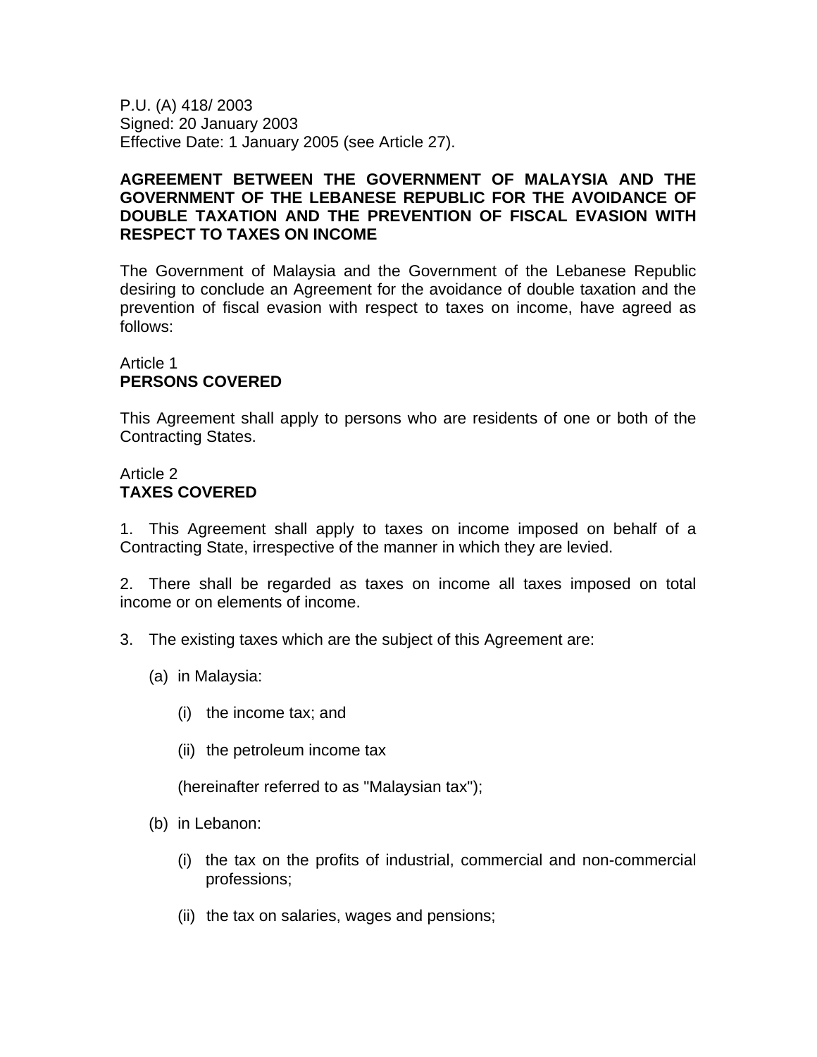P.U. (A) 418/ 2003
Signed: 20 January 2003
Effective Date: 1 January 2005 (see Article 27).

# AGREEMENT BETWEEN THE GOVERNMENT OF MALAYSIA AND THE GOVERNMENT OF THE LEBANESE REPUBLIC FOR THE AVOIDANCE OF DOUBLE TAXATION AND THE PREVENTION OF FISCAL EVASION WITH RESPECT TO TAXES ON INCOME

The Government of Malaysia and the Government of the Lebanese Republic desiring to conclude an Agreement for the avoidance of double taxation and the prevention of fiscal evasion with respect to taxes on income, have agreed as follows:

## Article 1
## PERSONS COVERED

This Agreement shall apply to persons who are residents of one or both of the Contracting States.

## Article 2
## TAXES COVERED

1. This Agreement shall apply to taxes on income imposed on behalf of a Contracting State, irrespective of the manner in which they are levied.

2. There shall be regarded as taxes on income all taxes imposed on total income or on elements of income.

3. The existing taxes which are the subject of this Agreement are:

   (a) in Malaysia:

      (i) the income tax; and

      (ii) the petroleum income tax

      (hereinafter referred to as "Malaysian tax");

   (b) in Lebanon:

      (i) the tax on the profits of industrial, commercial and non-commercial professions;

      (ii) the tax on salaries, wages and pensions;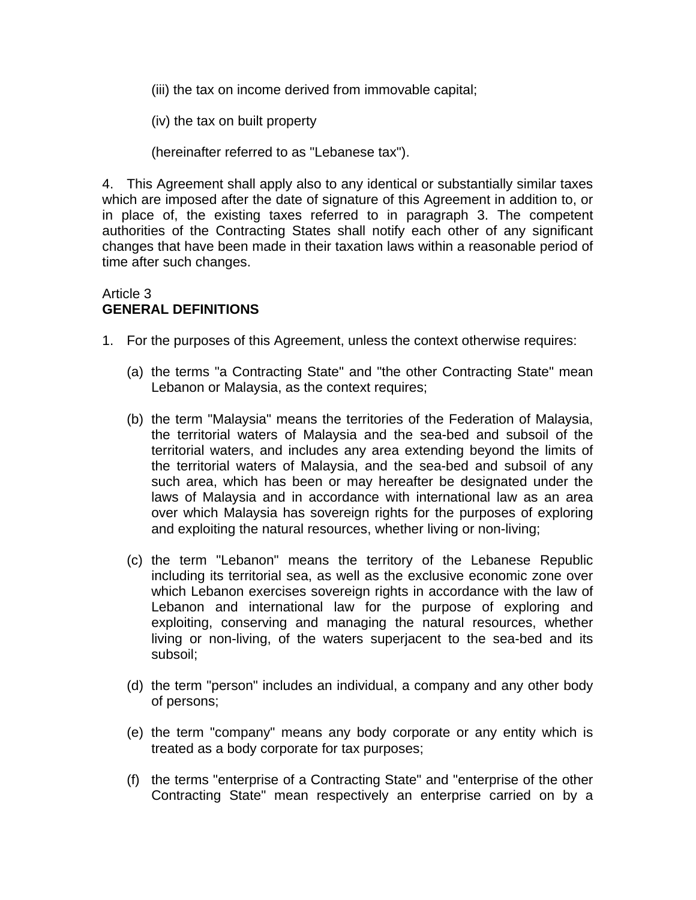(iii) the tax on income derived from immovable capital;

(iv) the tax on built property

(hereinafter referred to as "Lebanese tax").

4. This Agreement shall apply also to any identical or substantially similar taxes which are imposed after the date of signature of this Agreement in addition to, or in place of, the existing taxes referred to in paragraph 3. The competent authorities of the Contracting States shall notify each other of any significant changes that have been made in their taxation laws within a reasonable period of time after such changes.

Article 3
**GENERAL DEFINITIONS**

1. For the purposes of this Agreement, unless the context otherwise requires:

(a) the terms "a Contracting State" and "the other Contracting State" mean Lebanon or Malaysia, as the context requires;

(b) the term "Malaysia" means the territories of the Federation of Malaysia, the territorial waters of Malaysia and the sea-bed and subsoil of the territorial waters, and includes any area extending beyond the limits of the territorial waters of Malaysia, and the sea-bed and subsoil of any such area, which has been or may hereafter be designated under the laws of Malaysia and in accordance with international law as an area over which Malaysia has sovereign rights for the purposes of exploring and exploiting the natural resources, whether living or non-living;

(c) the term "Lebanon" means the territory of the Lebanese Republic including its territorial sea, as well as the exclusive economic zone over which Lebanon exercises sovereign rights in accordance with the law of Lebanon and international law for the purpose of exploring and exploiting, conserving and managing the natural resources, whether living or non-living, of the waters superjacent to the sea-bed and its subsoil;

(d) the term "person" includes an individual, a company and any other body of persons;

(e) the term "company" means any body corporate or any entity which is treated as a body corporate for tax purposes;

(f) the terms "enterprise of a Contracting State" and "enterprise of the other Contracting State" mean respectively an enterprise carried on by a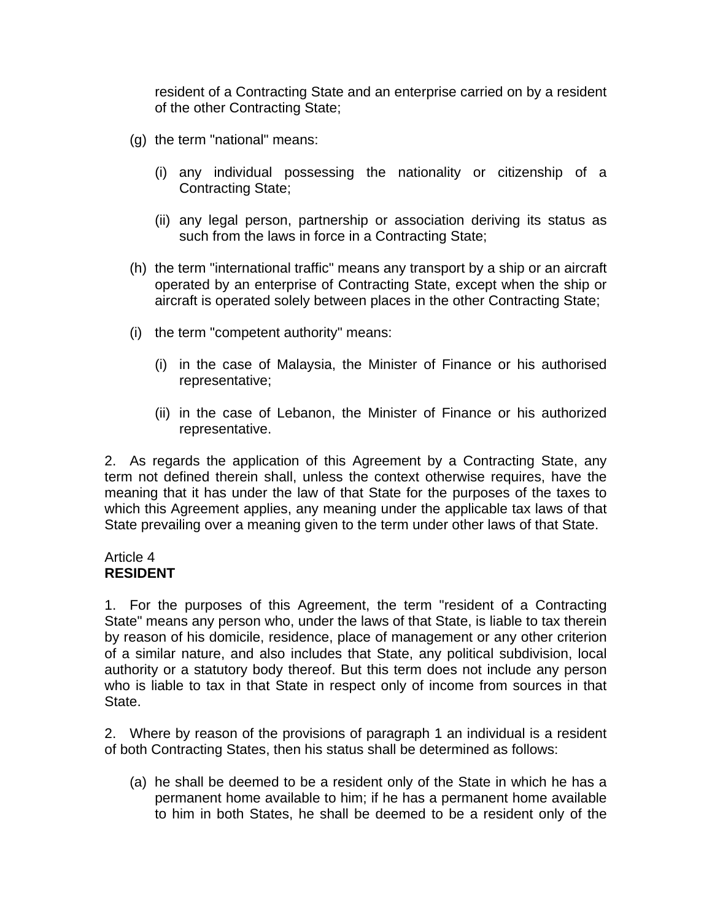resident of a Contracting State and an enterprise carried on by a resident of the other Contracting State;

(g) the term "national" means:

   (i) any individual possessing the nationality or citizenship of a Contracting State;

   (ii) any legal person, partnership or association deriving its status as such from the laws in force in a Contracting State;

(h) the term "international traffic" means any transport by a ship or an aircraft operated by an enterprise of Contracting State, except when the ship or aircraft is operated solely between places in the other Contracting State;

(i) the term "competent authority" means:

   (i) in the case of Malaysia, the Minister of Finance or his authorised representative;

   (ii) in the case of Lebanon, the Minister of Finance or his authorized representative.

2. As regards the application of this Agreement by a Contracting State, any term not defined therein shall, unless the context otherwise requires, have the meaning that it has under the law of that State for the purposes of the taxes to which this Agreement applies, any meaning under the applicable tax laws of that State prevailing over a meaning given to the term under other laws of that State.

Article 4
**RESIDENT**

1. For the purposes of this Agreement, the term "resident of a Contracting State" means any person who, under the laws of that State, is liable to tax therein by reason of his domicile, residence, place of management or any other criterion of a similar nature, and also includes that State, any political subdivision, local authority or a statutory body thereof. But this term does not include any person who is liable to tax in that State in respect only of income from sources in that State.

2. Where by reason of the provisions of paragraph 1 an individual is a resident of both Contracting States, then his status shall be determined as follows:

(a) he shall be deemed to be a resident only of the State in which he has a permanent home available to him; if he has a permanent home available to him in both States, he shall be deemed to be a resident only of the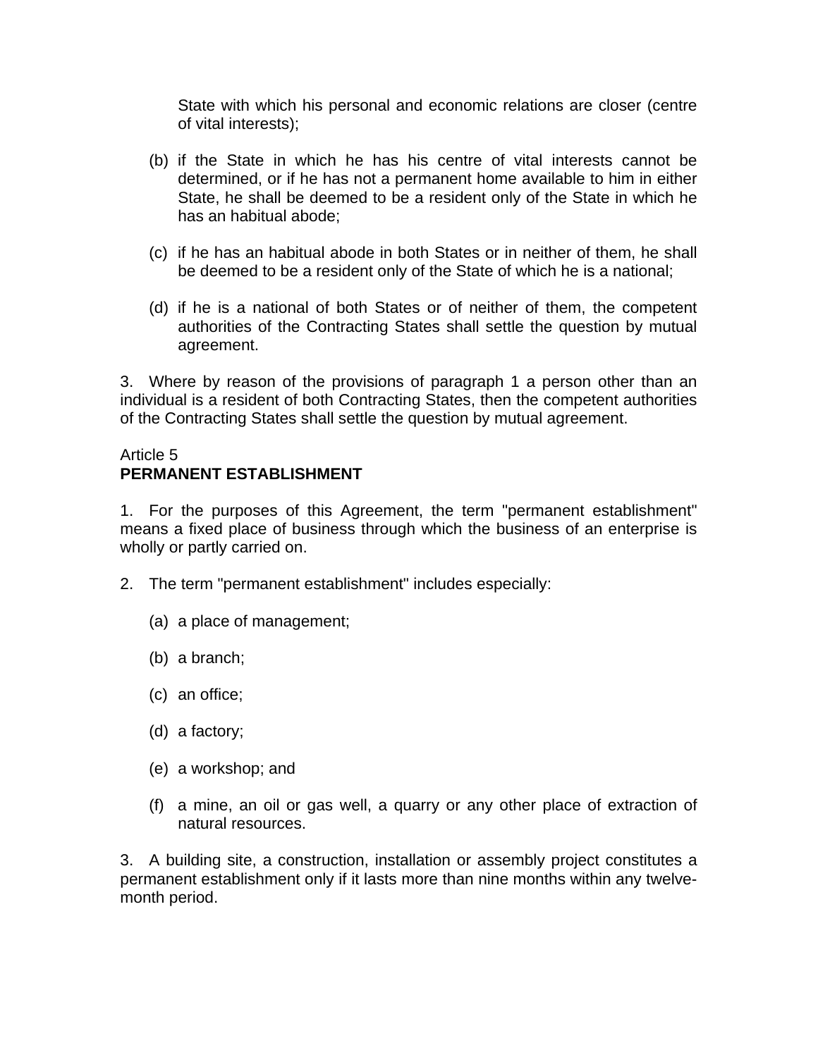State with which his personal and economic relations are closer (centre of vital interests);

(b) if the State in which he has his centre of vital interests cannot be determined, or if he has not a permanent home available to him in either State, he shall be deemed to be a resident only of the State in which he has an habitual abode;

(c) if he has an habitual abode in both States or in neither of them, he shall be deemed to be a resident only of the State of which he is a national;

(d) if he is a national of both States or of neither of them, the competent authorities of the Contracting States shall settle the question by mutual agreement.

3. Where by reason of the provisions of paragraph 1 a person other than an individual is a resident of both Contracting States, then the competent authorities of the Contracting States shall settle the question by mutual agreement.

Article 5
**PERMANENT ESTABLISHMENT**

1. For the purposes of this Agreement, the term "permanent establishment" means a fixed place of business through which the business of an enterprise is wholly or partly carried on.

2. The term "permanent establishment" includes especially:

(a) a place of management;

(b) a branch;

(c) an office;

(d) a factory;

(e) a workshop; and

(f) a mine, an oil or gas well, a quarry or any other place of extraction of natural resources.

3. A building site, a construction, installation or assembly project constitutes a permanent establishment only if it lasts more than nine months within any twelve-month period.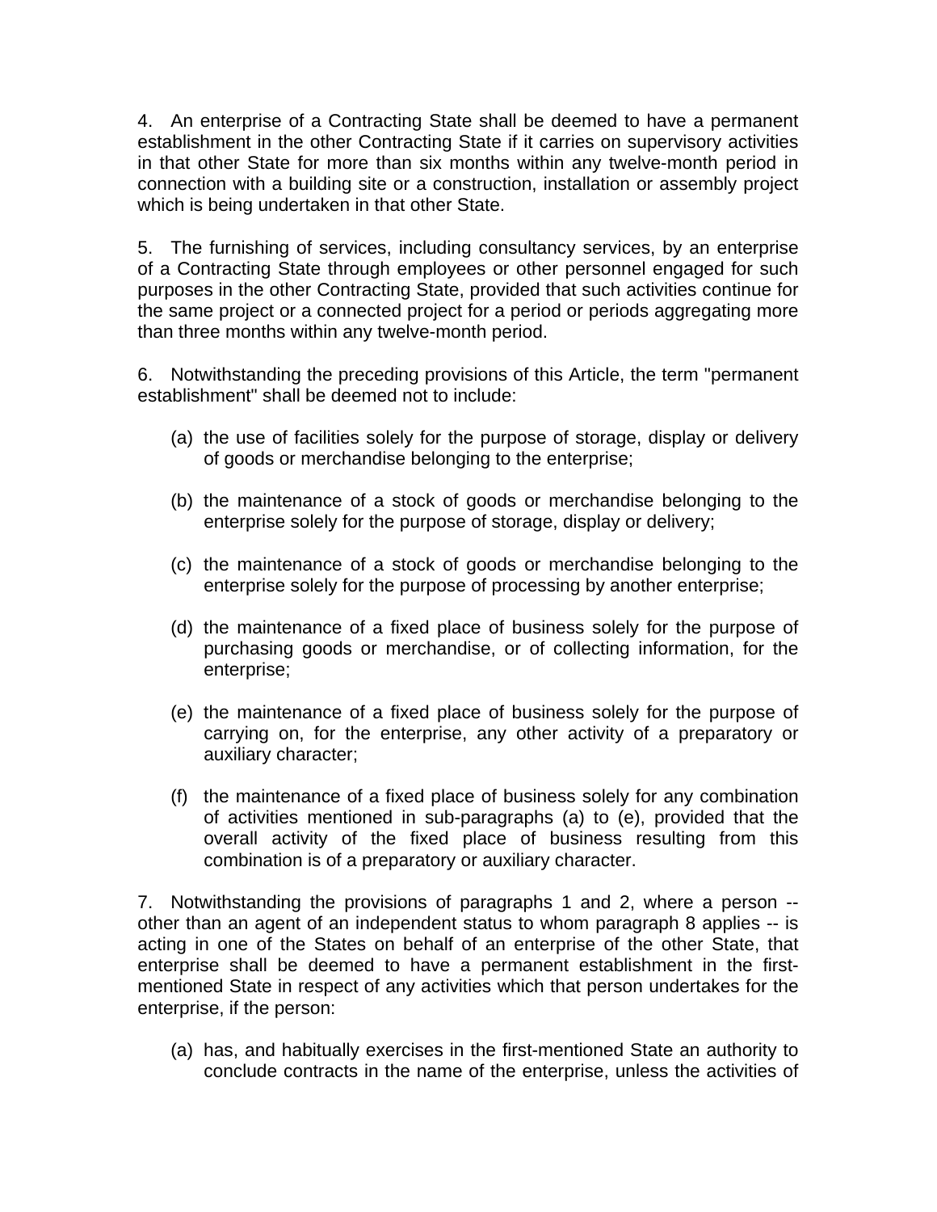4. An enterprise of a Contracting State shall be deemed to have a permanent establishment in the other Contracting State if it carries on supervisory activities in that other State for more than six months within any twelve-month period in connection with a building site or a construction, installation or assembly project which is being undertaken in that other State.

5. The furnishing of services, including consultancy services, by an enterprise of a Contracting State through employees or other personnel engaged for such purposes in the other Contracting State, provided that such activities continue for the same project or a connected project for a period or periods aggregating more than three months within any twelve-month period.

6. Notwithstanding the preceding provisions of this Article, the term "permanent establishment" shall be deemed not to include:

(a) the use of facilities solely for the purpose of storage, display or delivery of goods or merchandise belonging to the enterprise;

(b) the maintenance of a stock of goods or merchandise belonging to the enterprise solely for the purpose of storage, display or delivery;

(c) the maintenance of a stock of goods or merchandise belonging to the enterprise solely for the purpose of processing by another enterprise;

(d) the maintenance of a fixed place of business solely for the purpose of purchasing goods or merchandise, or of collecting information, for the enterprise;

(e) the maintenance of a fixed place of business solely for the purpose of carrying on, for the enterprise, any other activity of a preparatory or auxiliary character;

(f) the maintenance of a fixed place of business solely for any combination of activities mentioned in sub-paragraphs (a) to (e), provided that the overall activity of the fixed place of business resulting from this combination is of a preparatory or auxiliary character.

7. Notwithstanding the provisions of paragraphs 1 and 2, where a person -- other than an agent of an independent status to whom paragraph 8 applies -- is acting in one of the States on behalf of an enterprise of the other State, that enterprise shall be deemed to have a permanent establishment in the first-mentioned State in respect of any activities which that person undertakes for the enterprise, if the person:

(a) has, and habitually exercises in the first-mentioned State an authority to conclude contracts in the name of the enterprise, unless the activities of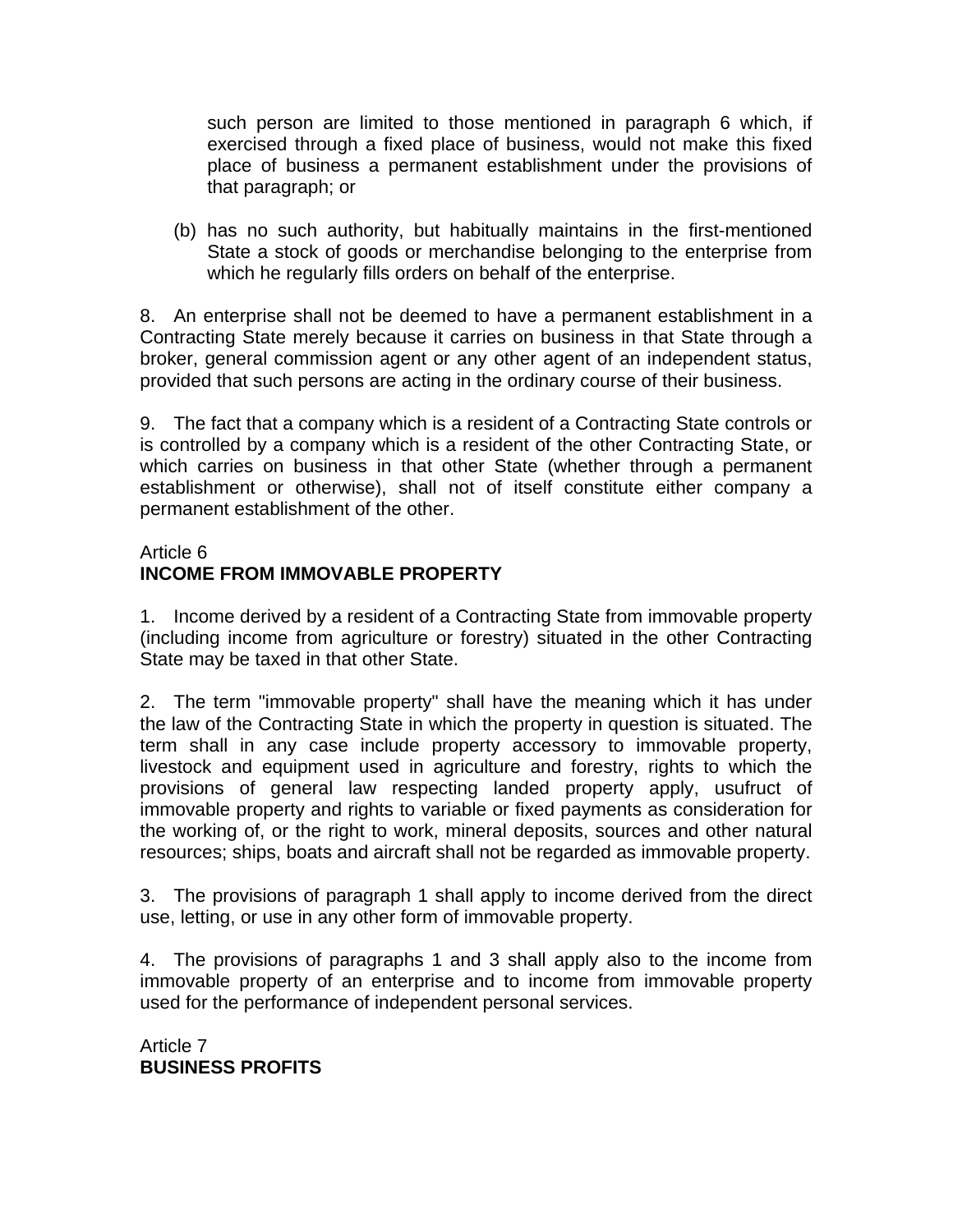such person are limited to those mentioned in paragraph 6 which, if exercised through a fixed place of business, would not make this fixed place of business a permanent establishment under the provisions of that paragraph; or

(b) has no such authority, but habitually maintains in the first-mentioned State a stock of goods or merchandise belonging to the enterprise from which he regularly fills orders on behalf of the enterprise.

8. An enterprise shall not be deemed to have a permanent establishment in a Contracting State merely because it carries on business in that State through a broker, general commission agent or any other agent of an independent status, provided that such persons are acting in the ordinary course of their business.

9. The fact that a company which is a resident of a Contracting State controls or is controlled by a company which is a resident of the other Contracting State, or which carries on business in that other State (whether through a permanent establishment or otherwise), shall not of itself constitute either company a permanent establishment of the other.

Article 6
**INCOME FROM IMMOVABLE PROPERTY**

1. Income derived by a resident of a Contracting State from immovable property (including income from agriculture or forestry) situated in the other Contracting State may be taxed in that other State.

2. The term "immovable property" shall have the meaning which it has under the law of the Contracting State in which the property in question is situated. The term shall in any case include property accessory to immovable property, livestock and equipment used in agriculture and forestry, rights to which the provisions of general law respecting landed property apply, usufruct of immovable property and rights to variable or fixed payments as consideration for the working of, or the right to work, mineral deposits, sources and other natural resources; ships, boats and aircraft shall not be regarded as immovable property.

3. The provisions of paragraph 1 shall apply to income derived from the direct use, letting, or use in any other form of immovable property.

4. The provisions of paragraphs 1 and 3 shall apply also to the income from immovable property of an enterprise and to income from immovable property used for the performance of independent personal services.

Article 7
**BUSINESS PROFITS**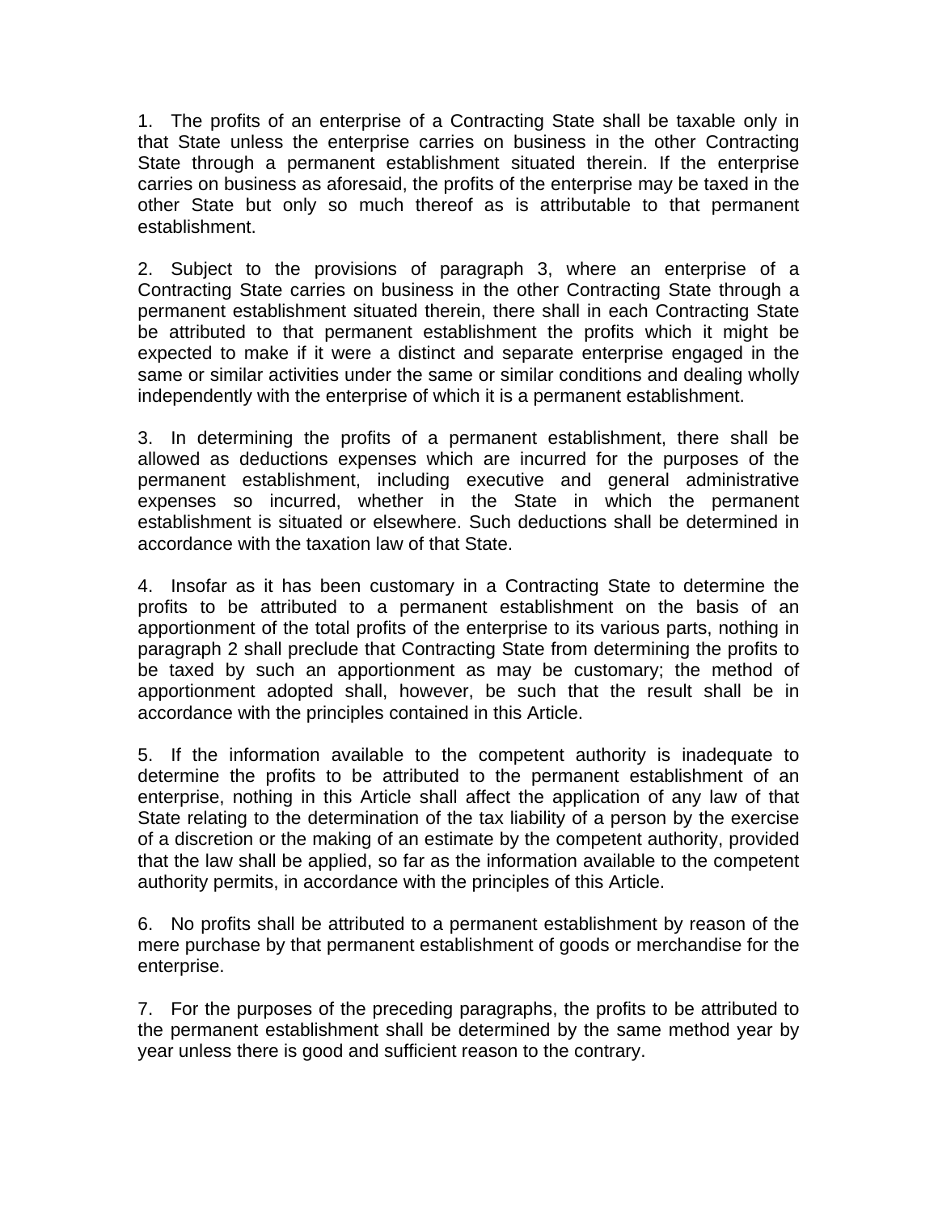1. The profits of an enterprise of a Contracting State shall be taxable only in that State unless the enterprise carries on business in the other Contracting State through a permanent establishment situated therein. If the enterprise carries on business as aforesaid, the profits of the enterprise may be taxed in the other State but only so much thereof as is attributable to that permanent establishment.

2. Subject to the provisions of paragraph 3, where an enterprise of a Contracting State carries on business in the other Contracting State through a permanent establishment situated therein, there shall in each Contracting State be attributed to that permanent establishment the profits which it might be expected to make if it were a distinct and separate enterprise engaged in the same or similar activities under the same or similar conditions and dealing wholly independently with the enterprise of which it is a permanent establishment.

3. In determining the profits of a permanent establishment, there shall be allowed as deductions expenses which are incurred for the purposes of the permanent establishment, including executive and general administrative expenses so incurred, whether in the State in which the permanent establishment is situated or elsewhere. Such deductions shall be determined in accordance with the taxation law of that State.

4. Insofar as it has been customary in a Contracting State to determine the profits to be attributed to a permanent establishment on the basis of an apportionment of the total profits of the enterprise to its various parts, nothing in paragraph 2 shall preclude that Contracting State from determining the profits to be taxed by such an apportionment as may be customary; the method of apportionment adopted shall, however, be such that the result shall be in accordance with the principles contained in this Article.

5. If the information available to the competent authority is inadequate to determine the profits to be attributed to the permanent establishment of an enterprise, nothing in this Article shall affect the application of any law of that State relating to the determination of the tax liability of a person by the exercise of a discretion or the making of an estimate by the competent authority, provided that the law shall be applied, so far as the information available to the competent authority permits, in accordance with the principles of this Article.

6. No profits shall be attributed to a permanent establishment by reason of the mere purchase by that permanent establishment of goods or merchandise for the enterprise.

7. For the purposes of the preceding paragraphs, the profits to be attributed to the permanent establishment shall be determined by the same method year by year unless there is good and sufficient reason to the contrary.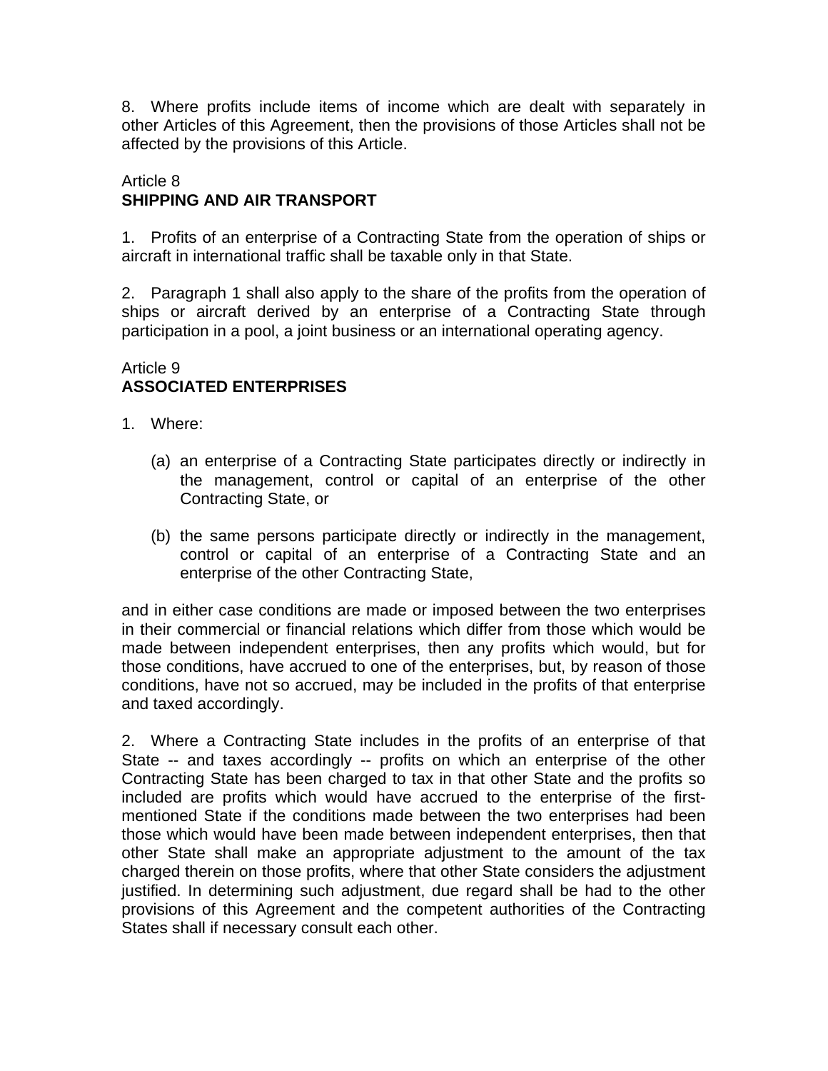8. Where profits include items of income which are dealt with separately in other Articles of this Agreement, then the provisions of those Articles shall not be affected by the provisions of this Article.

## Article 8
## SHIPPING AND AIR TRANSPORT

1. Profits of an enterprise of a Contracting State from the operation of ships or aircraft in international traffic shall be taxable only in that State.

2. Paragraph 1 shall also apply to the share of the profits from the operation of ships or aircraft derived by an enterprise of a Contracting State through participation in a pool, a joint business or an international operating agency.

## Article 9
## ASSOCIATED ENTERPRISES

1. Where:

    (a) an enterprise of a Contracting State participates directly or indirectly in the management, control or capital of an enterprise of the other Contracting State, or

    (b) the same persons participate directly or indirectly in the management, control or capital of an enterprise of a Contracting State and an enterprise of the other Contracting State,

and in either case conditions are made or imposed between the two enterprises in their commercial or financial relations which differ from those which would be made between independent enterprises, then any profits which would, but for those conditions, have accrued to one of the enterprises, but, by reason of those conditions, have not so accrued, may be included in the profits of that enterprise and taxed accordingly.

2. Where a Contracting State includes in the profits of an enterprise of that State -- and taxes accordingly -- profits on which an enterprise of the other Contracting State has been charged to tax in that other State and the profits so included are profits which would have accrued to the enterprise of the first-mentioned State if the conditions made between the two enterprises had been those which would have been made between independent enterprises, then that other State shall make an appropriate adjustment to the amount of the tax charged therein on those profits, where that other State considers the adjustment justified. In determining such adjustment, due regard shall be had to the other provisions of this Agreement and the competent authorities of the Contracting States shall if necessary consult each other.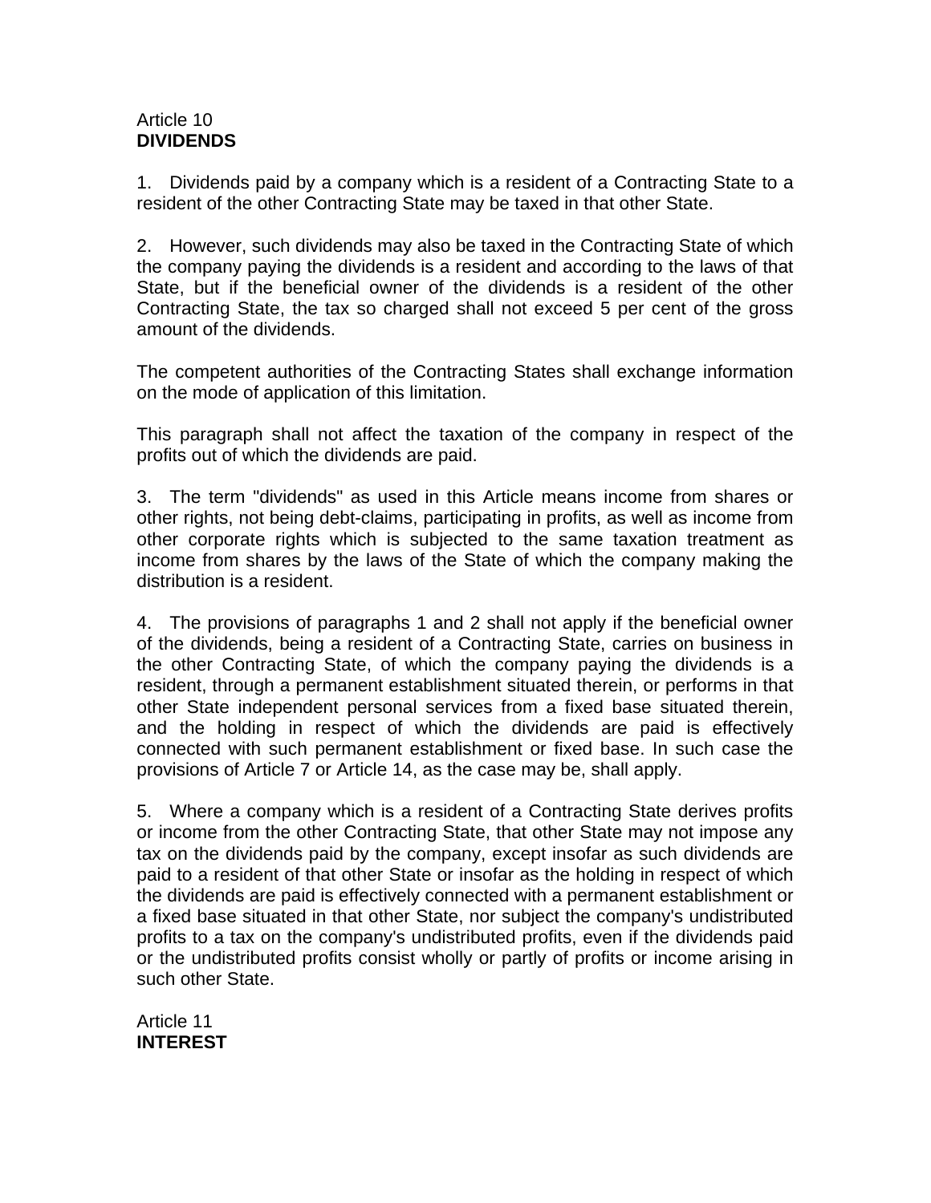Article 10
**DIVIDENDS**

1. Dividends paid by a company which is a resident of a Contracting State to a resident of the other Contracting State may be taxed in that other State.

2. However, such dividends may also be taxed in the Contracting State of which the company paying the dividends is a resident and according to the laws of that State, but if the beneficial owner of the dividends is a resident of the other Contracting State, the tax so charged shall not exceed 5 per cent of the gross amount of the dividends.

The competent authorities of the Contracting States shall exchange information on the mode of application of this limitation.

This paragraph shall not affect the taxation of the company in respect of the profits out of which the dividends are paid.

3. The term "dividends" as used in this Article means income from shares or other rights, not being debt-claims, participating in profits, as well as income from other corporate rights which is subjected to the same taxation treatment as income from shares by the laws of the State of which the company making the distribution is a resident.

4. The provisions of paragraphs 1 and 2 shall not apply if the beneficial owner of the dividends, being a resident of a Contracting State, carries on business in the other Contracting State, of which the company paying the dividends is a resident, through a permanent establishment situated therein, or performs in that other State independent personal services from a fixed base situated therein, and the holding in respect of which the dividends are paid is effectively connected with such permanent establishment or fixed base. In such case the provisions of Article 7 or Article 14, as the case may be, shall apply.

5. Where a company which is a resident of a Contracting State derives profits or income from the other Contracting State, that other State may not impose any tax on the dividends paid by the company, except insofar as such dividends are paid to a resident of that other State or insofar as the holding in respect of which the dividends are paid is effectively connected with a permanent establishment or a fixed base situated in that other State, nor subject the company's undistributed profits to a tax on the company's undistributed profits, even if the dividends paid or the undistributed profits consist wholly or partly of profits or income arising in such other State.

Article 11
**INTEREST**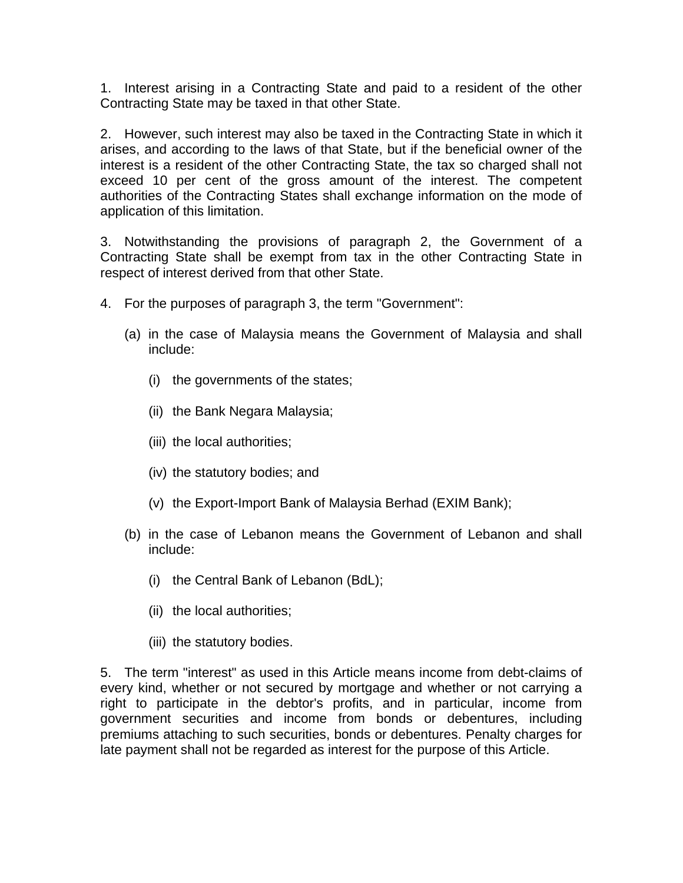1. Interest arising in a Contracting State and paid to a resident of the other Contracting State may be taxed in that other State.

2. However, such interest may also be taxed in the Contracting State in which it arises, and according to the laws of that State, but if the beneficial owner of the interest is a resident of the other Contracting State, the tax so charged shall not exceed 10 per cent of the gross amount of the interest. The competent authorities of the Contracting States shall exchange information on the mode of application of this limitation.

3. Notwithstanding the provisions of paragraph 2, the Government of a Contracting State shall be exempt from tax in the other Contracting State in respect of interest derived from that other State.

4. For the purposes of paragraph 3, the term "Government":

   (a) in the case of Malaysia means the Government of Malaysia and shall include:

      (i) the governments of the states;

      (ii) the Bank Negara Malaysia;

      (iii) the local authorities;

      (iv) the statutory bodies; and

      (v) the Export-Import Bank of Malaysia Berhad (EXIM Bank);

   (b) in the case of Lebanon means the Government of Lebanon and shall include:

      (i) the Central Bank of Lebanon (BdL);

      (ii) the local authorities;

      (iii) the statutory bodies.

5. The term "interest" as used in this Article means income from debt-claims of every kind, whether or not secured by mortgage and whether or not carrying a right to participate in the debtor's profits, and in particular, income from government securities and income from bonds or debentures, including premiums attaching to such securities, bonds or debentures. Penalty charges for late payment shall not be regarded as interest for the purpose of this Article.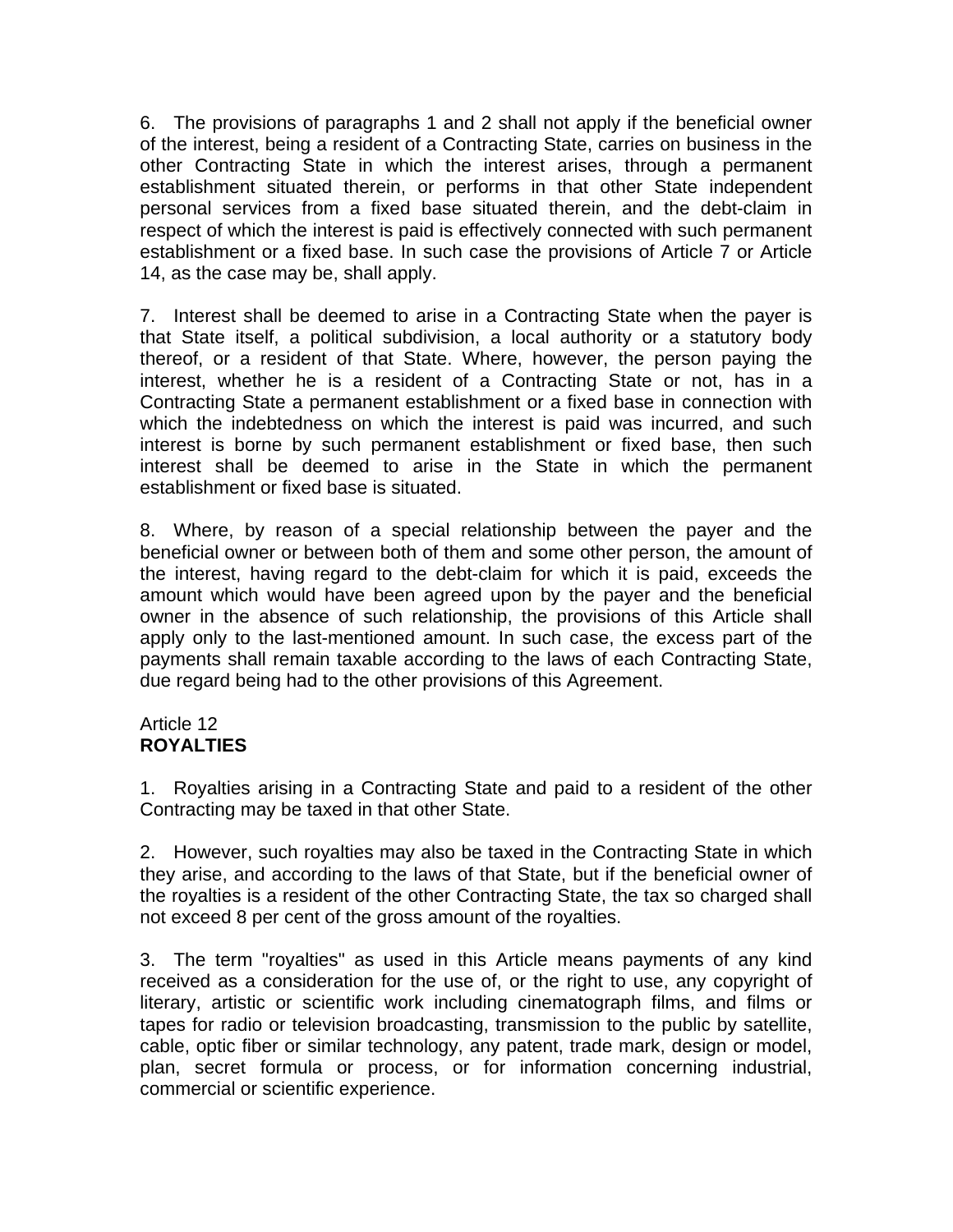6. The provisions of paragraphs 1 and 2 shall not apply if the beneficial owner of the interest, being a resident of a Contracting State, carries on business in the other Contracting State in which the interest arises, through a permanent establishment situated therein, or performs in that other State independent personal services from a fixed base situated therein, and the debt-claim in respect of which the interest is paid is effectively connected with such permanent establishment or a fixed base. In such case the provisions of Article 7 or Article 14, as the case may be, shall apply.

7. Interest shall be deemed to arise in a Contracting State when the payer is that State itself, a political subdivision, a local authority or a statutory body thereof, or a resident of that State. Where, however, the person paying the interest, whether he is a resident of a Contracting State or not, has in a Contracting State a permanent establishment or a fixed base in connection with which the indebtedness on which the interest is paid was incurred, and such interest is borne by such permanent establishment or fixed base, then such interest shall be deemed to arise in the State in which the permanent establishment or fixed base is situated.

8. Where, by reason of a special relationship between the payer and the beneficial owner or between both of them and some other person, the amount of the interest, having regard to the debt-claim for which it is paid, exceeds the amount which would have been agreed upon by the payer and the beneficial owner in the absence of such relationship, the provisions of this Article shall apply only to the last-mentioned amount. In such case, the excess part of the payments shall remain taxable according to the laws of each Contracting State, due regard being had to the other provisions of this Agreement.

Article 12
**ROYALTIES**

1. Royalties arising in a Contracting State and paid to a resident of the other Contracting may be taxed in that other State.

2. However, such royalties may also be taxed in the Contracting State in which they arise, and according to the laws of that State, but if the beneficial owner of the royalties is a resident of the other Contracting State, the tax so charged shall not exceed 8 per cent of the gross amount of the royalties.

3. The term "royalties" as used in this Article means payments of any kind received as a consideration for the use of, or the right to use, any copyright of literary, artistic or scientific work including cinematograph films, and films or tapes for radio or television broadcasting, transmission to the public by satellite, cable, optic fiber or similar technology, any patent, trade mark, design or model, plan, secret formula or process, or for information concerning industrial, commercial or scientific experience.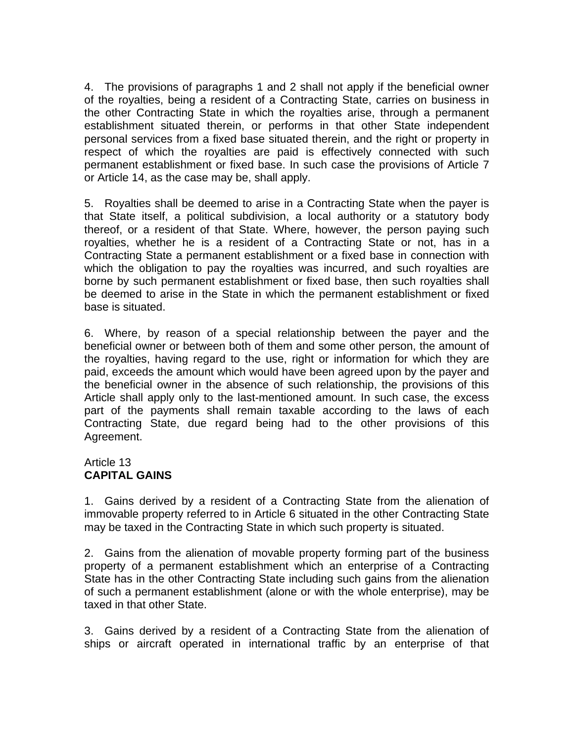4. The provisions of paragraphs 1 and 2 shall not apply if the beneficial owner of the royalties, being a resident of a Contracting State, carries on business in the other Contracting State in which the royalties arise, through a permanent establishment situated therein, or performs in that other State independent personal services from a fixed base situated therein, and the right or property in respect of which the royalties are paid is effectively connected with such permanent establishment or fixed base. In such case the provisions of Article 7 or Article 14, as the case may be, shall apply.

5. Royalties shall be deemed to arise in a Contracting State when the payer is that State itself, a political subdivision, a local authority or a statutory body thereof, or a resident of that State. Where, however, the person paying such royalties, whether he is a resident of a Contracting State or not, has in a Contracting State a permanent establishment or a fixed base in connection with which the obligation to pay the royalties was incurred, and such royalties are borne by such permanent establishment or fixed base, then such royalties shall be deemed to arise in the State in which the permanent establishment or fixed base is situated.

6. Where, by reason of a special relationship between the payer and the beneficial owner or between both of them and some other person, the amount of the royalties, having regard to the use, right or information for which they are paid, exceeds the amount which would have been agreed upon by the payer and the beneficial owner in the absence of such relationship, the provisions of this Article shall apply only to the last-mentioned amount. In such case, the excess part of the payments shall remain taxable according to the laws of each Contracting State, due regard being had to the other provisions of this Agreement.

Article 13
**CAPITAL GAINS**

1. Gains derived by a resident of a Contracting State from the alienation of immovable property referred to in Article 6 situated in the other Contracting State may be taxed in the Contracting State in which such property is situated.

2. Gains from the alienation of movable property forming part of the business property of a permanent establishment which an enterprise of a Contracting State has in the other Contracting State including such gains from the alienation of such a permanent establishment (alone or with the whole enterprise), may be taxed in that other State.

3. Gains derived by a resident of a Contracting State from the alienation of ships or aircraft operated in international traffic by an enterprise of that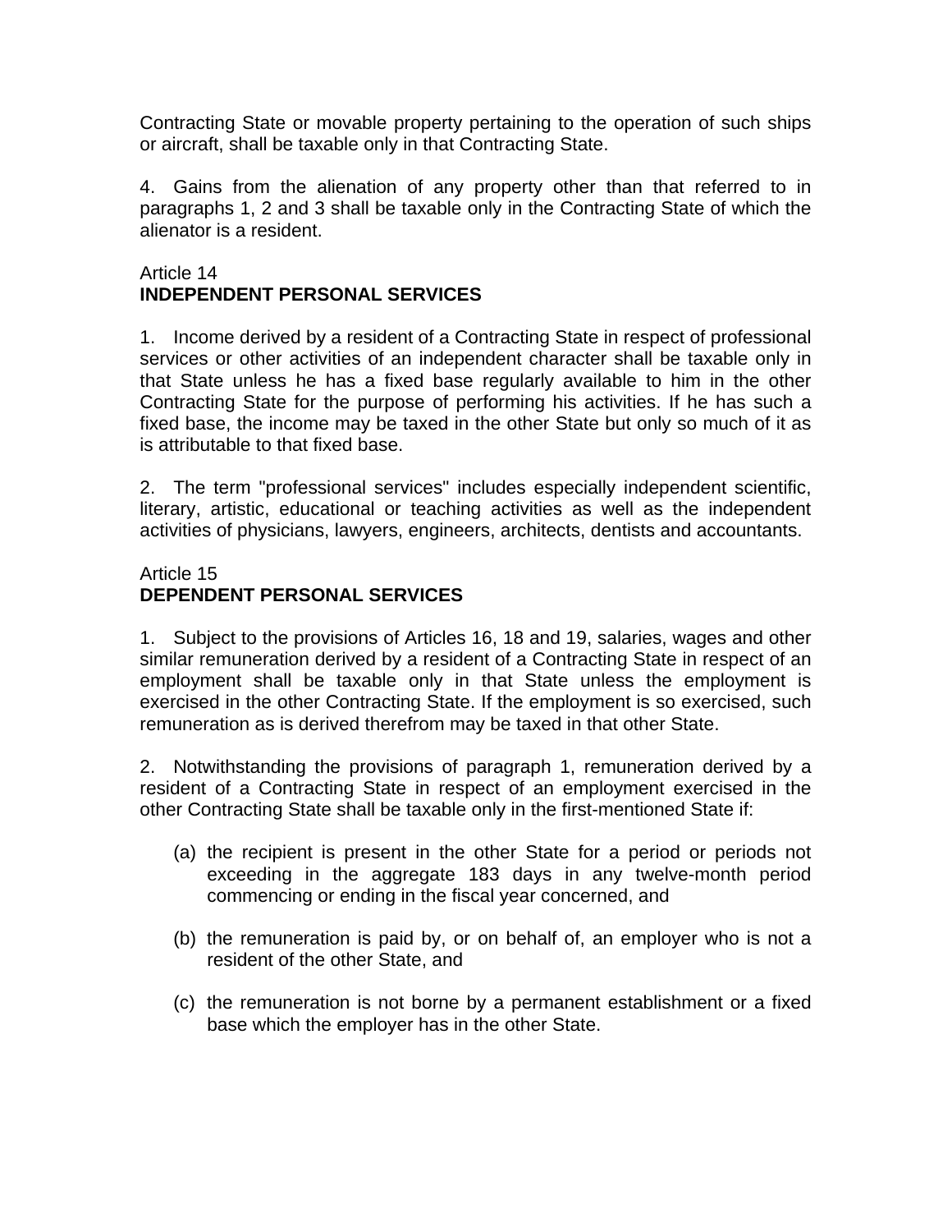Contracting State or movable property pertaining to the operation of such ships or aircraft, shall be taxable only in that Contracting State.

4. Gains from the alienation of any property other than that referred to in paragraphs 1, 2 and 3 shall be taxable only in the Contracting State of which the alienator is a resident.

Article 14
**INDEPENDENT PERSONAL SERVICES**

1. Income derived by a resident of a Contracting State in respect of professional services or other activities of an independent character shall be taxable only in that State unless he has a fixed base regularly available to him in the other Contracting State for the purpose of performing his activities. If he has such a fixed base, the income may be taxed in the other State but only so much of it as is attributable to that fixed base.

2. The term "professional services" includes especially independent scientific, literary, artistic, educational or teaching activities as well as the independent activities of physicians, lawyers, engineers, architects, dentists and accountants.

Article 15
**DEPENDENT PERSONAL SERVICES**

1. Subject to the provisions of Articles 16, 18 and 19, salaries, wages and other similar remuneration derived by a resident of a Contracting State in respect of an employment shall be taxable only in that State unless the employment is exercised in the other Contracting State. If the employment is so exercised, such remuneration as is derived therefrom may be taxed in that other State.

2. Notwithstanding the provisions of paragraph 1, remuneration derived by a resident of a Contracting State in respect of an employment exercised in the other Contracting State shall be taxable only in the first-mentioned State if:

(a) the recipient is present in the other State for a period or periods not exceeding in the aggregate 183 days in any twelve-month period commencing or ending in the fiscal year concerned, and

(b) the remuneration is paid by, or on behalf of, an employer who is not a resident of the other State, and

(c) the remuneration is not borne by a permanent establishment or a fixed base which the employer has in the other State.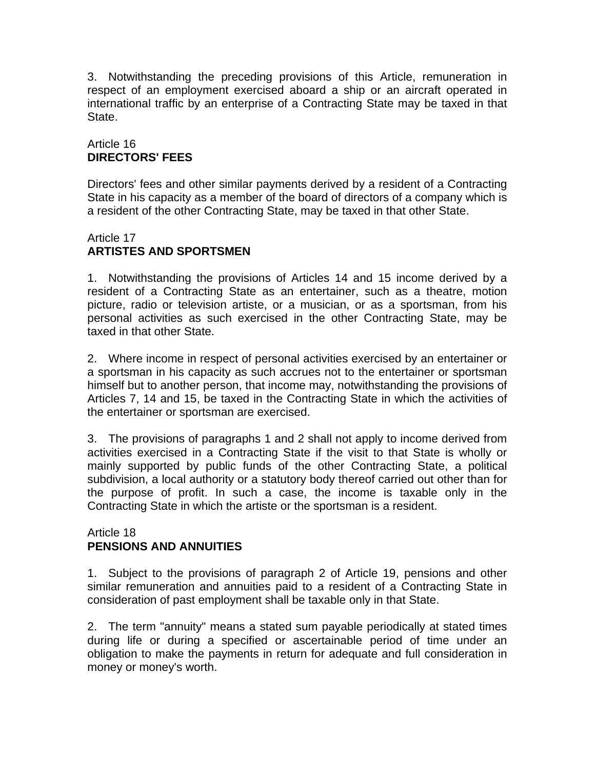3. Notwithstanding the preceding provisions of this Article, remuneration in respect of an employment exercised aboard a ship or an aircraft operated in international traffic by an enterprise of a Contracting State may be taxed in that State.

Article 16
**DIRECTORS' FEES**

Directors' fees and other similar payments derived by a resident of a Contracting State in his capacity as a member of the board of directors of a company which is a resident of the other Contracting State, may be taxed in that other State.

Article 17
**ARTISTES AND SPORTSMEN**

1. Notwithstanding the provisions of Articles 14 and 15 income derived by a resident of a Contracting State as an entertainer, such as a theatre, motion picture, radio or television artiste, or a musician, or as a sportsman, from his personal activities as such exercised in the other Contracting State, may be taxed in that other State.

2. Where income in respect of personal activities exercised by an entertainer or a sportsman in his capacity as such accrues not to the entertainer or sportsman himself but to another person, that income may, notwithstanding the provisions of Articles 7, 14 and 15, be taxed in the Contracting State in which the activities of the entertainer or sportsman are exercised.

3. The provisions of paragraphs 1 and 2 shall not apply to income derived from activities exercised in a Contracting State if the visit to that State is wholly or mainly supported by public funds of the other Contracting State, a political subdivision, a local authority or a statutory body thereof carried out other than for the purpose of profit. In such a case, the income is taxable only in the Contracting State in which the artiste or the sportsman is a resident.

Article 18
**PENSIONS AND ANNUITIES**

1. Subject to the provisions of paragraph 2 of Article 19, pensions and other similar remuneration and annuities paid to a resident of a Contracting State in consideration of past employment shall be taxable only in that State.

2. The term "annuity" means a stated sum payable periodically at stated times during life or during a specified or ascertainable period of time under an obligation to make the payments in return for adequate and full consideration in money or money's worth.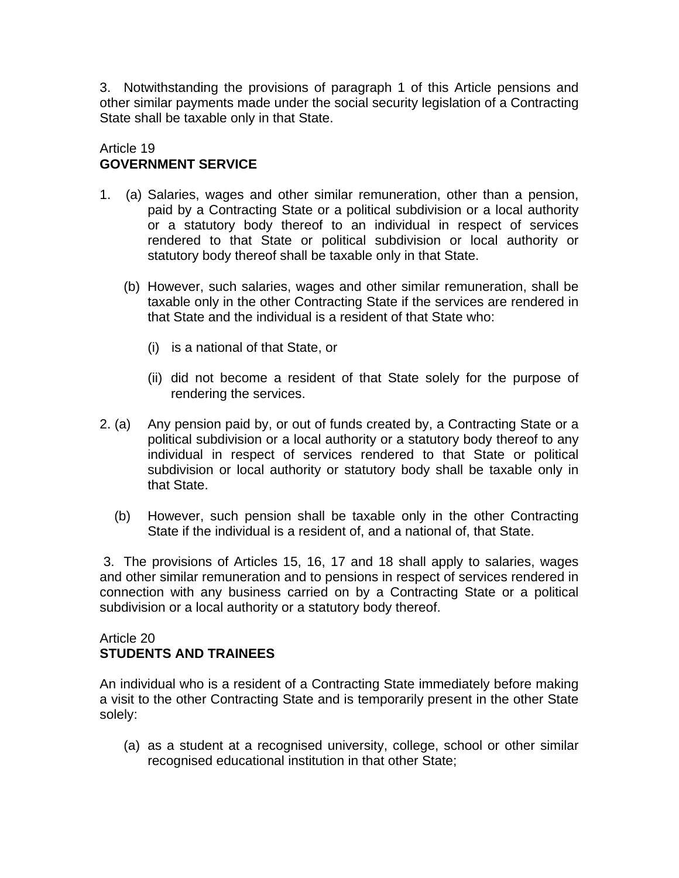3. Notwithstanding the provisions of paragraph 1 of this Article pensions and other similar payments made under the social security legislation of a Contracting State shall be taxable only in that State.

Article 19
**GOVERNMENT SERVICE**

1. (a) Salaries, wages and other similar remuneration, other than a pension, paid by a Contracting State or a political subdivision or a local authority or a statutory body thereof to an individual in respect of services rendered to that State or political subdivision or local authority or statutory body thereof shall be taxable only in that State.

   (b) However, such salaries, wages and other similar remuneration, shall be taxable only in the other Contracting State if the services are rendered in that State and the individual is a resident of that State who:

      (i) is a national of that State, or

      (ii) did not become a resident of that State solely for the purpose of rendering the services.

2. (a) Any pension paid by, or out of funds created by, a Contracting State or a political subdivision or a local authority or a statutory body thereof to any individual in respect of services rendered to that State or political subdivision or local authority or statutory body shall be taxable only in that State.

   (b) However, such pension shall be taxable only in the other Contracting State if the individual is a resident of, and a national of, that State.

3. The provisions of Articles 15, 16, 17 and 18 shall apply to salaries, wages and other similar remuneration and to pensions in respect of services rendered in connection with any business carried on by a Contracting State or a political subdivision or a local authority or a statutory body thereof.

Article 20
**STUDENTS AND TRAINEES**

An individual who is a resident of a Contracting State immediately before making a visit to the other Contracting State and is temporarily present in the other State solely:

(a) as a student at a recognised university, college, school or other similar recognised educational institution in that other State;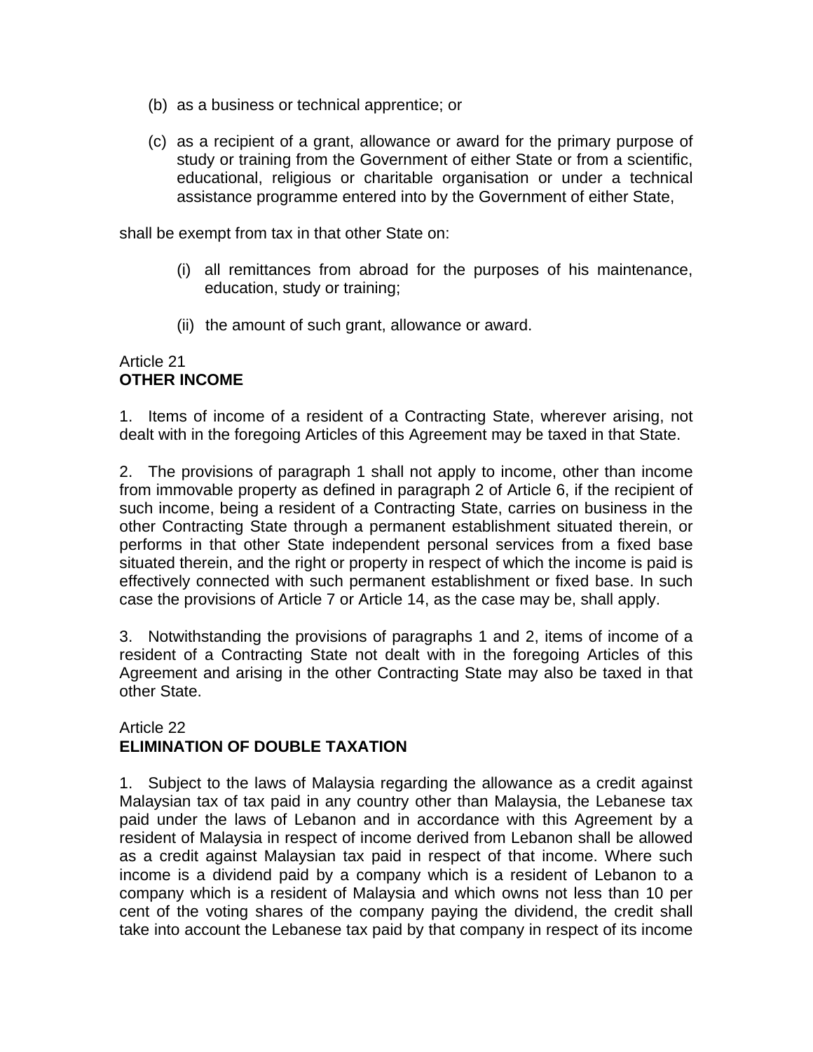(b) as a business or technical apprentice; or

(c) as a recipient of a grant, allowance or award for the primary purpose of study or training from the Government of either State or from a scientific, educational, religious or charitable organisation or under a technical assistance programme entered into by the Government of either State,

shall be exempt from tax in that other State on:

(i) all remittances from abroad for the purposes of his maintenance, education, study or training;

(ii) the amount of such grant, allowance or award.

Article 21
**OTHER INCOME**

1. Items of income of a resident of a Contracting State, wherever arising, not dealt with in the foregoing Articles of this Agreement may be taxed in that State.

2. The provisions of paragraph 1 shall not apply to income, other than income from immovable property as defined in paragraph 2 of Article 6, if the recipient of such income, being a resident of a Contracting State, carries on business in the other Contracting State through a permanent establishment situated therein, or performs in that other State independent personal services from a fixed base situated therein, and the right or property in respect of which the income is paid is effectively connected with such permanent establishment or fixed base. In such case the provisions of Article 7 or Article 14, as the case may be, shall apply.

3. Notwithstanding the provisions of paragraphs 1 and 2, items of income of a resident of a Contracting State not dealt with in the foregoing Articles of this Agreement and arising in the other Contracting State may also be taxed in that other State.

Article 22
**ELIMINATION OF DOUBLE TAXATION**

1. Subject to the laws of Malaysia regarding the allowance as a credit against Malaysian tax of tax paid in any country other than Malaysia, the Lebanese tax paid under the laws of Lebanon and in accordance with this Agreement by a resident of Malaysia in respect of income derived from Lebanon shall be allowed as a credit against Malaysian tax paid in respect of that income. Where such income is a dividend paid by a company which is a resident of Lebanon to a company which is a resident of Malaysia and which owns not less than 10 per cent of the voting shares of the company paying the dividend, the credit shall take into account the Lebanese tax paid by that company in respect of its income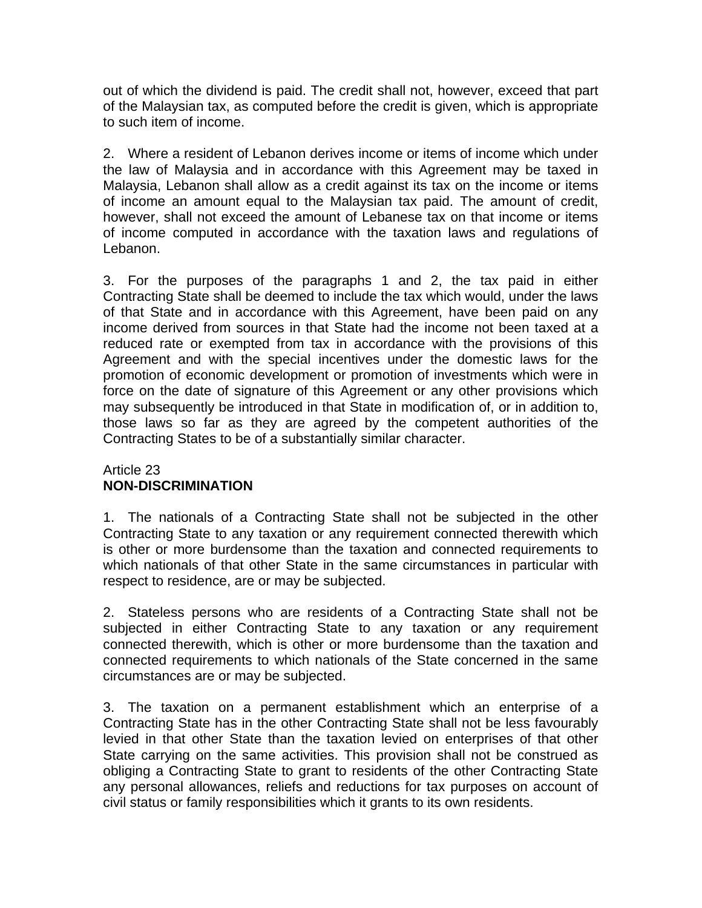out of which the dividend is paid. The credit shall not, however, exceed that part of the Malaysian tax, as computed before the credit is given, which is appropriate to such item of income.

2. Where a resident of Lebanon derives income or items of income which under the law of Malaysia and in accordance with this Agreement may be taxed in Malaysia, Lebanon shall allow as a credit against its tax on the income or items of income an amount equal to the Malaysian tax paid. The amount of credit, however, shall not exceed the amount of Lebanese tax on that income or items of income computed in accordance with the taxation laws and regulations of Lebanon.

3. For the purposes of the paragraphs 1 and 2, the tax paid in either Contracting State shall be deemed to include the tax which would, under the laws of that State and in accordance with this Agreement, have been paid on any income derived from sources in that State had the income not been taxed at a reduced rate or exempted from tax in accordance with the provisions of this Agreement and with the special incentives under the domestic laws for the promotion of economic development or promotion of investments which were in force on the date of signature of this Agreement or any other provisions which may subsequently be introduced in that State in modification of, or in addition to, those laws so far as they are agreed by the competent authorities of the Contracting States to be of a substantially similar character.

Article 23
**NON-DISCRIMINATION**

1. The nationals of a Contracting State shall not be subjected in the other Contracting State to any taxation or any requirement connected therewith which is other or more burdensome than the taxation and connected requirements to which nationals of that other State in the same circumstances in particular with respect to residence, are or may be subjected.

2. Stateless persons who are residents of a Contracting State shall not be subjected in either Contracting State to any taxation or any requirement connected therewith, which is other or more burdensome than the taxation and connected requirements to which nationals of the State concerned in the same circumstances are or may be subjected.

3. The taxation on a permanent establishment which an enterprise of a Contracting State has in the other Contracting State shall not be less favourably levied in that other State than the taxation levied on enterprises of that other State carrying on the same activities. This provision shall not be construed as obliging a Contracting State to grant to residents of the other Contracting State any personal allowances, reliefs and reductions for tax purposes on account of civil status or family responsibilities which it grants to its own residents.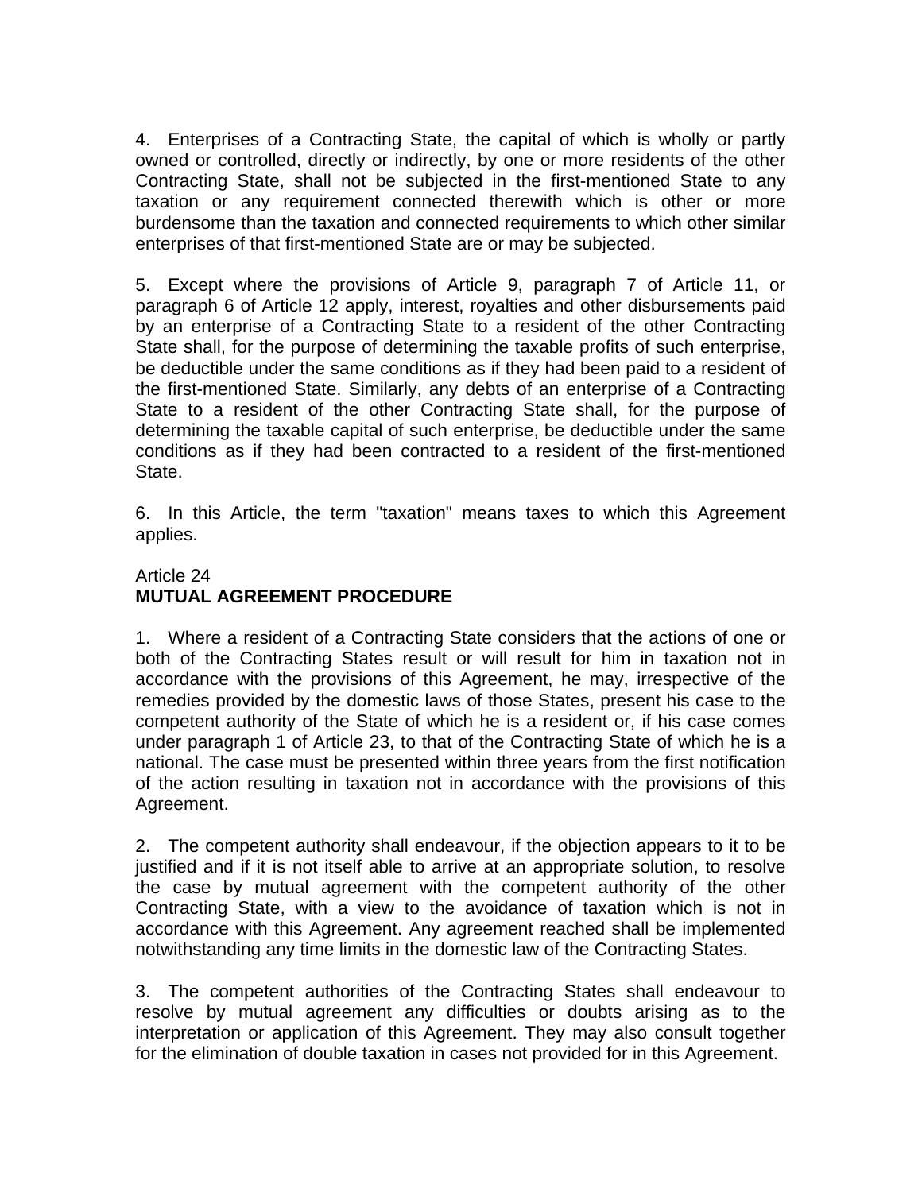4. Enterprises of a Contracting State, the capital of which is wholly or partly owned or controlled, directly or indirectly, by one or more residents of the other Contracting State, shall not be subjected in the first-mentioned State to any taxation or any requirement connected therewith which is other or more burdensome than the taxation and connected requirements to which other similar enterprises of that first-mentioned State are or may be subjected.

5. Except where the provisions of Article 9, paragraph 7 of Article 11, or paragraph 6 of Article 12 apply, interest, royalties and other disbursements paid by an enterprise of a Contracting State to a resident of the other Contracting State shall, for the purpose of determining the taxable profits of such enterprise, be deductible under the same conditions as if they had been paid to a resident of the first-mentioned State. Similarly, any debts of an enterprise of a Contracting State to a resident of the other Contracting State shall, for the purpose of determining the taxable capital of such enterprise, be deductible under the same conditions as if they had been contracted to a resident of the first-mentioned State.

6. In this Article, the term "taxation" means taxes to which this Agreement applies.

Article 24
**MUTUAL AGREEMENT PROCEDURE**

1. Where a resident of a Contracting State considers that the actions of one or both of the Contracting States result or will result for him in taxation not in accordance with the provisions of this Agreement, he may, irrespective of the remedies provided by the domestic laws of those States, present his case to the competent authority of the State of which he is a resident or, if his case comes under paragraph 1 of Article 23, to that of the Contracting State of which he is a national. The case must be presented within three years from the first notification of the action resulting in taxation not in accordance with the provisions of this Agreement.

2. The competent authority shall endeavour, if the objection appears to it to be justified and if it is not itself able to arrive at an appropriate solution, to resolve the case by mutual agreement with the competent authority of the other Contracting State, with a view to the avoidance of taxation which is not in accordance with this Agreement. Any agreement reached shall be implemented notwithstanding any time limits in the domestic law of the Contracting States.

3. The competent authorities of the Contracting States shall endeavour to resolve by mutual agreement any difficulties or doubts arising as to the interpretation or application of this Agreement. They may also consult together for the elimination of double taxation in cases not provided for in this Agreement.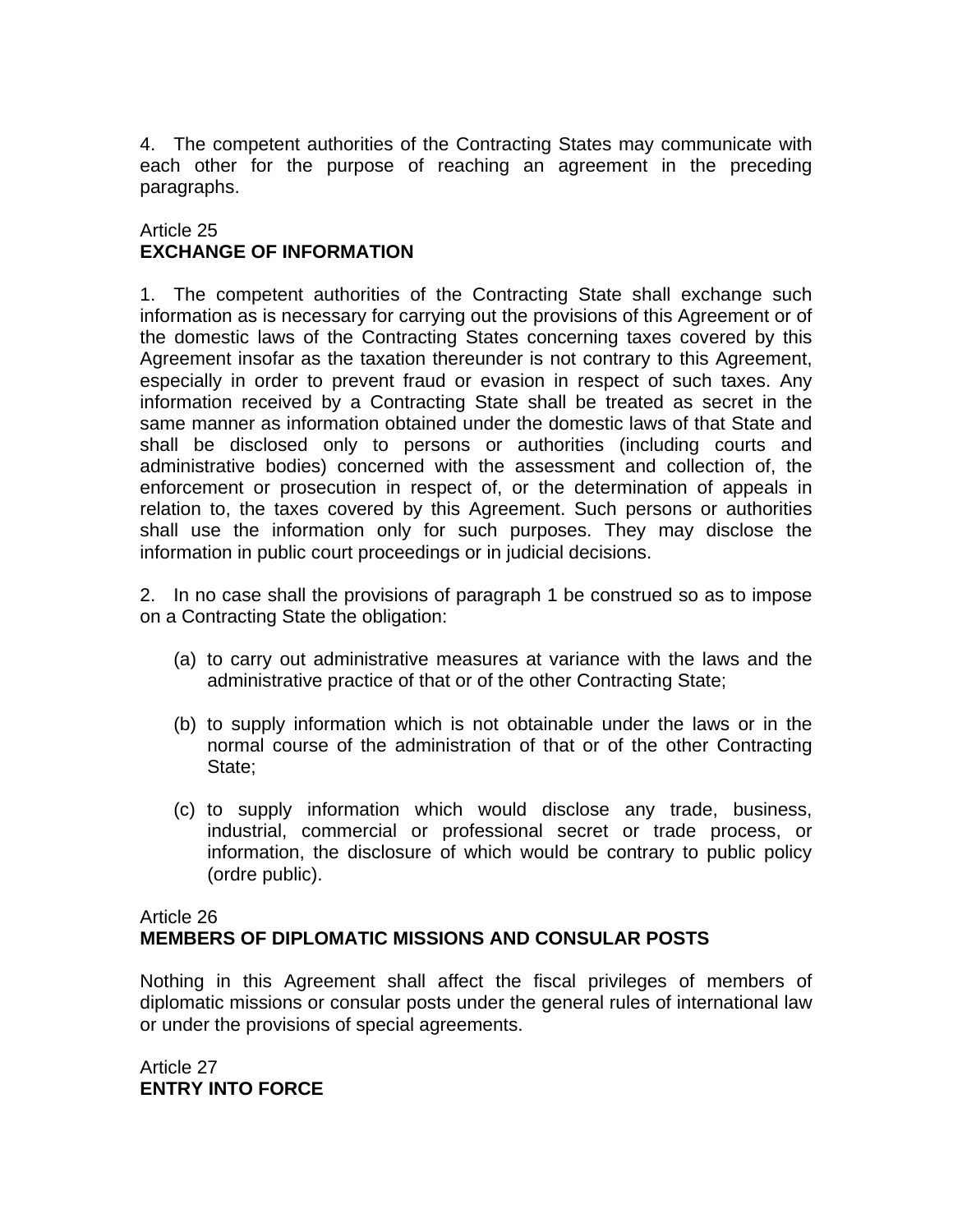4. The competent authorities of the Contracting States may communicate with each other for the purpose of reaching an agreement in the preceding paragraphs.

Article 25
**EXCHANGE OF INFORMATION**

1. The competent authorities of the Contracting State shall exchange such information as is necessary for carrying out the provisions of this Agreement or of the domestic laws of the Contracting States concerning taxes covered by this Agreement insofar as the taxation thereunder is not contrary to this Agreement, especially in order to prevent fraud or evasion in respect of such taxes. Any information received by a Contracting State shall be treated as secret in the same manner as information obtained under the domestic laws of that State and shall be disclosed only to persons or authorities (including courts and administrative bodies) concerned with the assessment and collection of, the enforcement or prosecution in respect of, or the determination of appeals in relation to, the taxes covered by this Agreement. Such persons or authorities shall use the information only for such purposes. They may disclose the information in public court proceedings or in judicial decisions.

2. In no case shall the provisions of paragraph 1 be construed so as to impose on a Contracting State the obligation:

(a) to carry out administrative measures at variance with the laws and the administrative practice of that or of the other Contracting State;

(b) to supply information which is not obtainable under the laws or in the normal course of the administration of that or of the other Contracting State;

(c) to supply information which would disclose any trade, business, industrial, commercial or professional secret or trade process, or information, the disclosure of which would be contrary to public policy (ordre public).

Article 26
**MEMBERS OF DIPLOMATIC MISSIONS AND CONSULAR POSTS**

Nothing in this Agreement shall affect the fiscal privileges of members of diplomatic missions or consular posts under the general rules of international law or under the provisions of special agreements.

Article 27
**ENTRY INTO FORCE**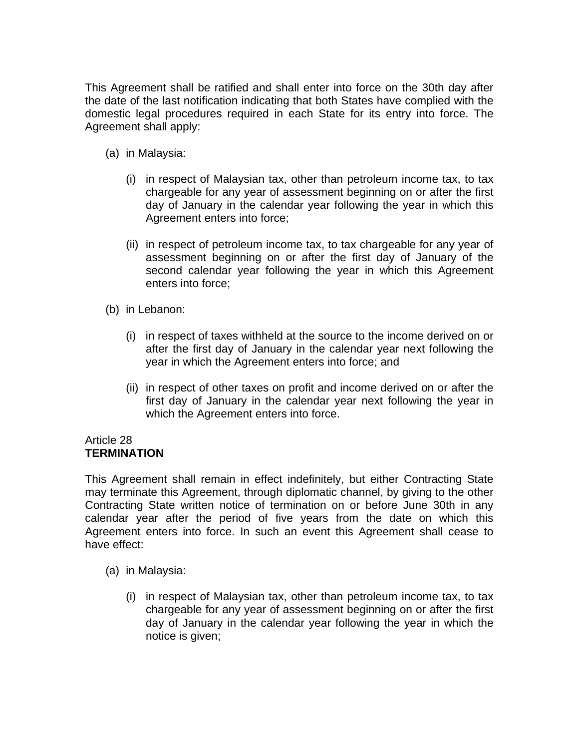This Agreement shall be ratified and shall enter into force on the 30th day after the date of the last notification indicating that both States have complied with the domestic legal procedures required in each State for its entry into force. The Agreement shall apply:

(a) in Malaysia:

  (i) in respect of Malaysian tax, other than petroleum income tax, to tax chargeable for any year of assessment beginning on or after the first day of January in the calendar year following the year in which this Agreement enters into force;

  (ii) in respect of petroleum income tax, to tax chargeable for any year of assessment beginning on or after the first day of January of the second calendar year following the year in which this Agreement enters into force;

(b) in Lebanon:

  (i) in respect of taxes withheld at the source to the income derived on or after the first day of January in the calendar year next following the year in which the Agreement enters into force; and

  (ii) in respect of other taxes on profit and income derived on or after the first day of January in the calendar year next following the year in which the Agreement enters into force.

Article 28
**TERMINATION**

This Agreement shall remain in effect indefinitely, but either Contracting State may terminate this Agreement, through diplomatic channel, by giving to the other Contracting State written notice of termination on or before June 30th in any calendar year after the period of five years from the date on which this Agreement enters into force. In such an event this Agreement shall cease to have effect:

(a) in Malaysia:

  (i) in respect of Malaysian tax, other than petroleum income tax, to tax chargeable for any year of assessment beginning on or after the first day of January in the calendar year following the year in which the notice is given;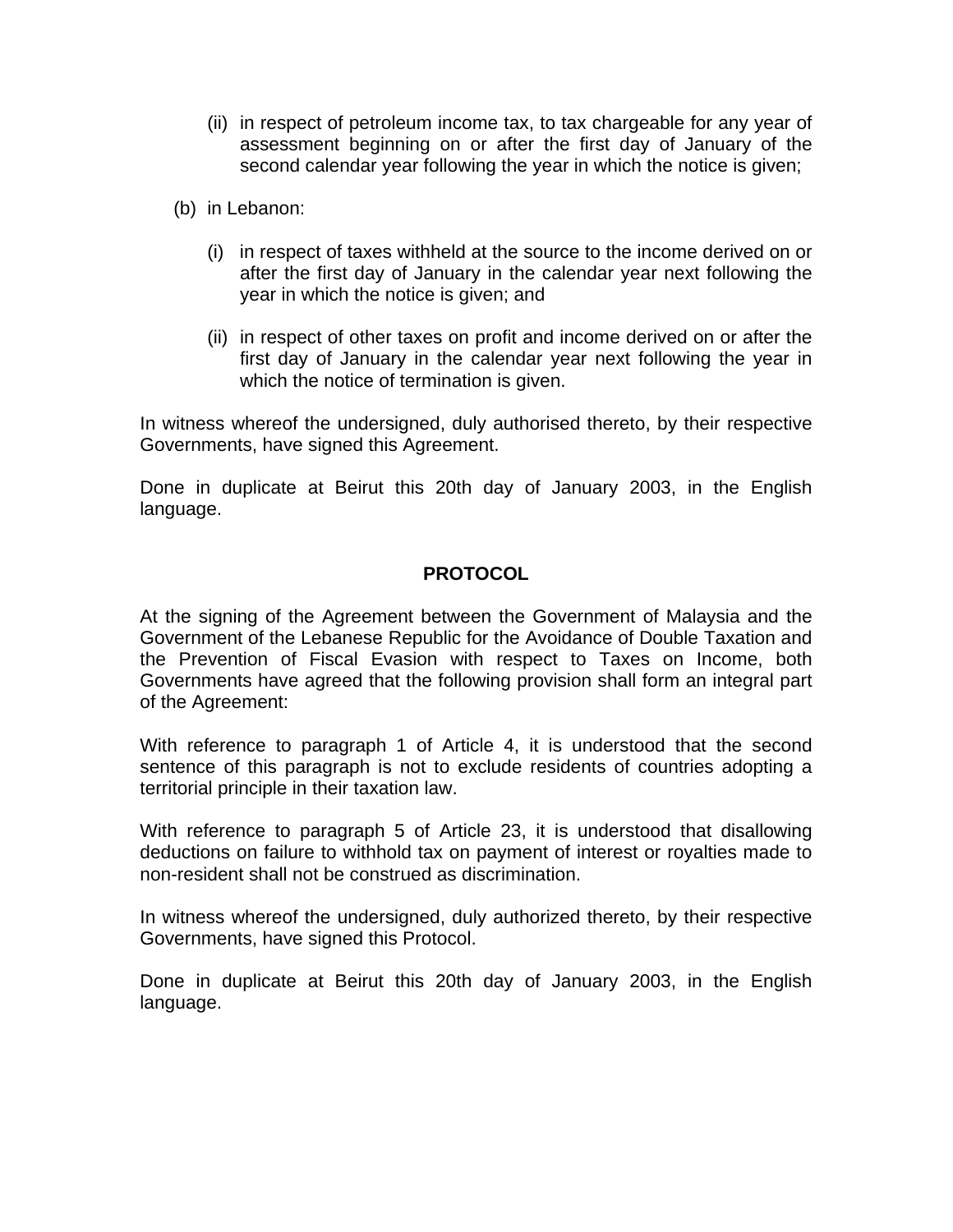(ii) in respect of petroleum income tax, to tax chargeable for any year of assessment beginning on or after the first day of January of the second calendar year following the year in which the notice is given;

(b) in Lebanon:

   (i) in respect of taxes withheld at the source to the income derived on or after the first day of January in the calendar year next following the year in which the notice is given; and

   (ii) in respect of other taxes on profit and income derived on or after the first day of January in the calendar year next following the year in which the notice of termination is given.

In witness whereof the undersigned, duly authorised thereto, by their respective Governments, have signed this Agreement.

Done in duplicate at Beirut this 20th day of January 2003, in the English language.

## PROTOCOL

At the signing of the Agreement between the Government of Malaysia and the Government of the Lebanese Republic for the Avoidance of Double Taxation and the Prevention of Fiscal Evasion with respect to Taxes on Income, both Governments have agreed that the following provision shall form an integral part of the Agreement:

With reference to paragraph 1 of Article 4, it is understood that the second sentence of this paragraph is not to exclude residents of countries adopting a territorial principle in their taxation law.

With reference to paragraph 5 of Article 23, it is understood that disallowing deductions on failure to withhold tax on payment of interest or royalties made to non-resident shall not be construed as discrimination.

In witness whereof the undersigned, duly authorized thereto, by their respective Governments, have signed this Protocol.

Done in duplicate at Beirut this 20th day of January 2003, in the English language.